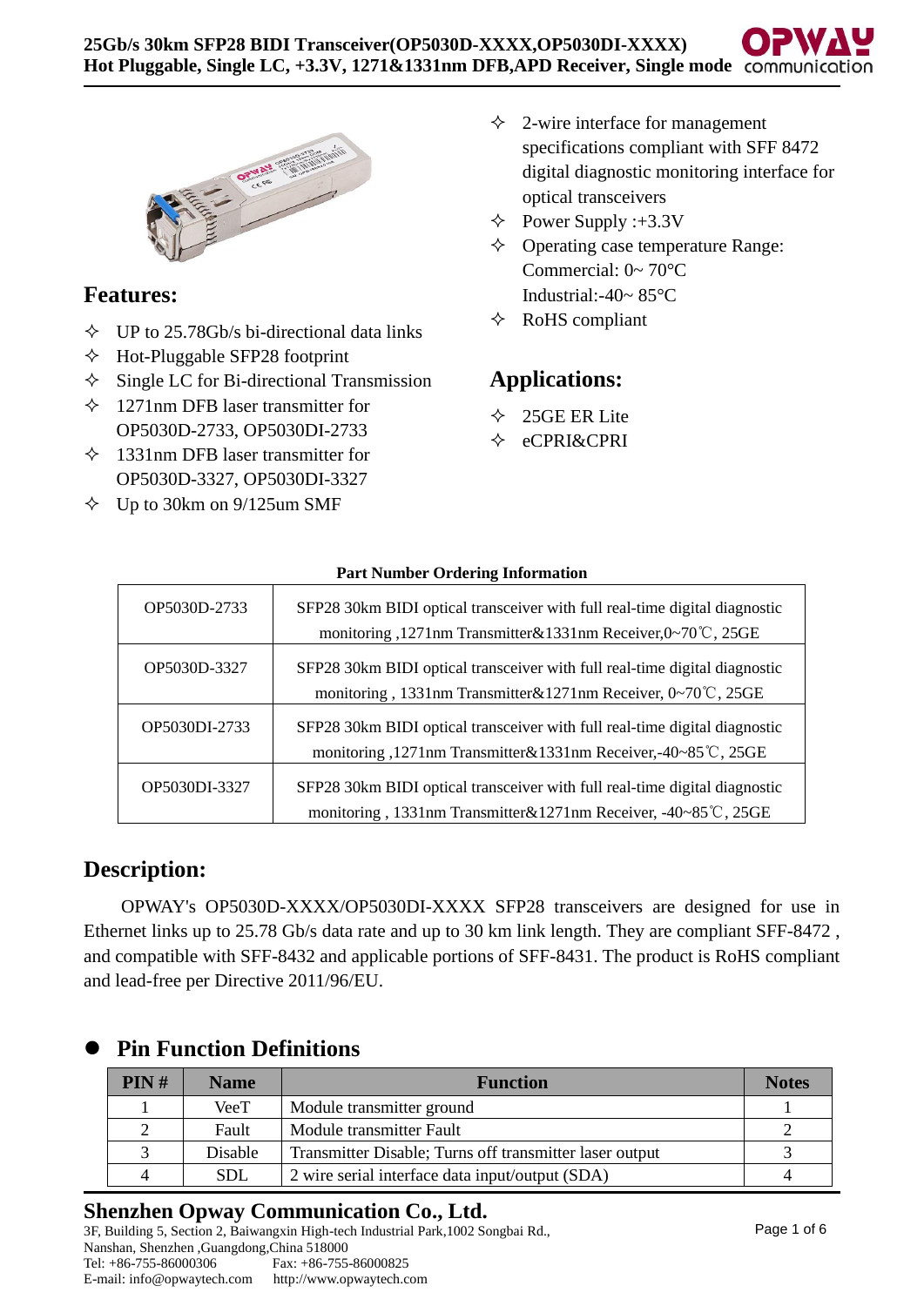# 25Gb/s 30km SFP28 BIDI Transceiver(OP5030D-XXXX,OP5030DI-XXXX)

**Hot Pluggable, Single LC, +3.3V, 1271&1331nm DFB,APD Receiver, Single mode**

## Features:

- ✧ UP to 25.78Gb/s bi-directional data links
- ✧ Hot-Pluggable SFP28 footprint
- ✧ Single LC for Bi-directional Transmission
- ✧ 1271nm DFB laser transmitter for OP5030D-2733, OP5030DI-2733
- ✧ 1331nm DFB laser transmitter for OP5030D-3327, OP5030DI-3327
- ✧ Up to 30km on 9/125um SMF
- ✧ 2-wire interface for management specifications compliant with SFF 8472 digital diagnostic monitoring interface for optical transceivers
- ✧ Power Supply :+3.3V
- ✧ Operating case temperature Range:
  Commercial: 0~ 70°C
  Industrial:-40~ 85°C
- ✧ RoHS compliant

## Applications:

- ✧ 25GE ER Lite
- ✧ eCPRI&CPRI

**Part Number Ordering Information**

| | |
|---|---|
| OP5030D-2733 | SFP28 30km BIDI optical transceiver with full real-time digital diagnostic monitoring ,1271nm Transmitter&1331nm Receiver,0~70℃, 25GE |
| OP5030D-3327 | SFP28 30km BIDI optical transceiver with full real-time digital diagnostic monitoring , 1331nm Transmitter&1271nm Receiver, 0~70℃, 25GE |
| OP5030DI-2733 | SFP28 30km BIDI optical transceiver with full real-time digital diagnostic monitoring ,1271nm Transmitter&1331nm Receiver,-40~85℃, 25GE |
| OP5030DI-3327 | SFP28 30km BIDI optical transceiver with full real-time digital diagnostic monitoring , 1331nm Transmitter&1271nm Receiver, -40~85℃, 25GE |

## Description:

OPWAY's OP5030D-XXXX/OP5030DI-XXXX SFP28 transceivers are designed for use in Ethernet links up to 25.78 Gb/s data rate and up to 30 km link length. They are compliant SFF-8472 , and compatible with SFF-8432 and applicable portions of SFF-8431. The product is RoHS compliant and lead-free per Directive 2011/96/EU.

## ● Pin Function Definitions

| PIN # | Name | Function | Notes |
|---|---|---|---|
| 1 | VeeT | Module transmitter ground | 1 |
| 2 | Fault | Module transmitter Fault | 2 |
| 3 | Disable | Transmitter Disable; Turns off transmitter laser output | 3 |
| 4 | SDL | 2 wire serial interface data input/output (SDA) | 4 |

**Shenzhen Opway Communication Co., Ltd.**
3F, Building 5, Section 2, Baiwangxin High-tech Industrial Park,1002 Songbai Rd., Nanshan, Shenzhen ,Guangdong,China 518000
Tel: +86-755-86000306 Fax: +86-755-86000825
E-mail: info@opwaytech.com http://www.opwaytech.com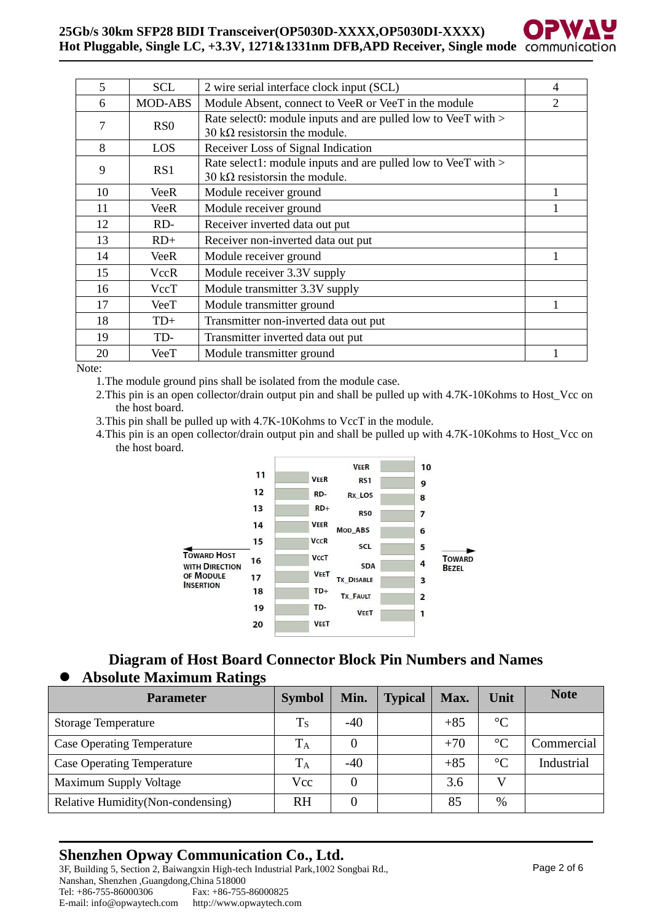| 5 | SCL | 2 wire serial interface clock input (SCL) | 4 |
|---|---|---|---|
| 6 | MOD-ABS | Module Absent, connect to VeeR or VeeT in the module | 2 |
| 7 | RS0 | Rate select0: module inputs and are pulled low to VeeT with > 30 kΩ resistorsin the module. | |
| 8 | LOS | Receiver Loss of Signal Indication | |
| 9 | RS1 | Rate select1: module inputs and are pulled low to VeeT with > 30 kΩ resistorsin the module. | |
| 10 | VeeR | Module receiver ground | 1 |
| 11 | VeeR | Module receiver ground | 1 |
| 12 | RD- | Receiver inverted data out put | |
| 13 | RD+ | Receiver non-inverted data out put | |
| 14 | VeeR | Module receiver ground | 1 |
| 15 | VccR | Module receiver 3.3V supply | |
| 16 | VccT | Module transmitter 3.3V supply | |
| 17 | VeeT | Module transmitter ground | 1 |
| 18 | TD+ | Transmitter non-inverted data out put | |
| 19 | TD- | Transmitter inverted data out put | |
| 20 | VeeT | Module transmitter ground | 1 |

Note:

1.The module ground pins shall be isolated from the module case.

2.This pin is an open collector/drain output pin and shall be pulled up with 4.7K-10Kohms to Host_Vcc on the host board.

3.This pin shall be pulled up with 4.7K-10Kohms to VccT in the module.

4.This pin is an open collector/drain output pin and shall be pulled up with 4.7K-10Kohms to Host_Vcc on the host board.

| Pin | Name | Name | Pin |
|---|---|---|---|
| | | VEER | 10 |
| 11 | VEER | RS1 | 9 |
| 12 | RD- | RX_LOS | 8 |
| 13 | RD+ | RS0 | 7 |
| 14 | VEER | MOD_ABS | 6 |
| 15 | VCCR | SCL | 5 |
| 16 | VCCT | SDA | 4 |
| 17 | VEET | TX_DISABLE | 3 |
| 18 | TD+ | TX_FAULT | 2 |
| 19 | TD- | VEET | 1 |
| 20 | VEET | | |

← TOWARD HOST WITH DIRECTION OF MODULE INSERTION      TOWARD BEZEL →

## Diagram of Host Board Connector Block Pin Numbers and Names

## Absolute Maximum Ratings

| Parameter | Symbol | Min. | Typical | Max. | Unit | Note |
|---|---|---|---|---|---|---|
| Storage Temperature | $T_S$ | -40 | | +85 | °C | |
| Case Operating Temperature | $T_A$ | 0 | | +70 | °C | Commercial |
| Case Operating Temperature | $T_A$ | -40 | | +85 | °C | Industrial |
| Maximum Supply Voltage | Vcc | 0 | | 3.6 | V | |
| Relative Humidity(Non-condensing) | RH | 0 | | 85 | % | |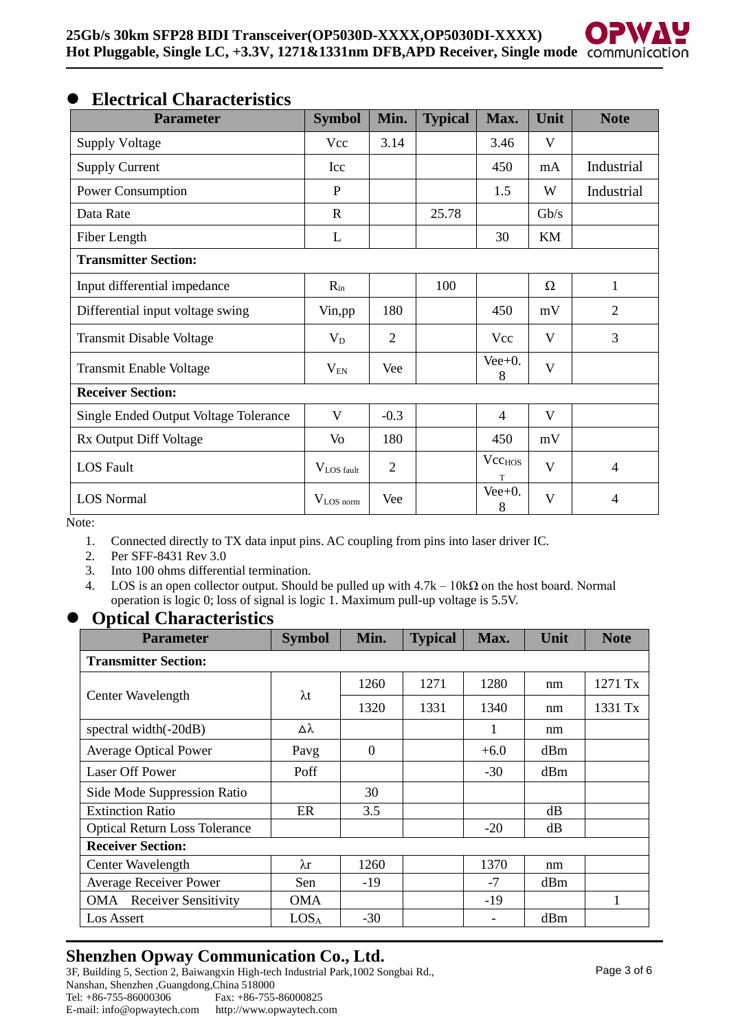## Electrical Characteristics

| Parameter | Symbol | Min. | Typical | Max. | Unit | Note |
|---|---|---|---|---|---|---|
| Supply Voltage | Vcc | 3.14 | | 3.46 | V | |
| Supply Current | Icc | | | 450 | mA | Industrial |
| Power Consumption | P | | | 1.5 | W | Industrial |
| Data Rate | R | | 25.78 | | Gb/s | |
| Fiber Length | L | | | 30 | KM | |
| **Transmitter Section:** | | | | | | |
| Input differential impedance | $R_{in}$ | | 100 | | Ω | 1 |
| Differential input voltage swing | Vin,pp | 180 | | 450 | mV | 2 |
| Transmit Disable Voltage | $V_D$ | 2 | | Vcc | V | 3 |
| Transmit Enable Voltage | $V_{EN}$ | Vee | | Vee+0.8 | V | |
| **Receiver Section:** | | | | | | |
| Single Ended Output Voltage Tolerance | V | -0.3 | | 4 | V | |
| Rx Output Diff Voltage | Vo | 180 | | 450 | mV | |
| LOS Fault | $V_{LOS\ fault}$ | 2 | | $Vcc_{HOST}$ | V | 4 |
| LOS Normal | $V_{LOS\ norm}$ | Vee | | Vee+0.8 | V | 4 |

Note:

1. Connected directly to TX data input pins. AC coupling from pins into laser driver IC.
2. Per SFF-8431 Rev 3.0
3. Into 100 ohms differential termination.
4. LOS is an open collector output. Should be pulled up with 4.7k – 10kΩ on the host board. Normal operation is logic 0; loss of signal is logic 1. Maximum pull-up voltage is 5.5V.

## Optical Characteristics

| Parameter | Symbol | Min. | Typical | Max. | Unit | Note |
|---|---|---|---|---|---|---|
| **Transmitter Section:** | | | | | | |
| Center Wavelength | λt | 1260 | 1271 | 1280 | nm | 1271 Tx |
| | | 1320 | 1331 | 1340 | nm | 1331 Tx |
| spectral width(-20dB) | Δλ | | | 1 | nm | |
| Average Optical Power | Pavg | 0 | | +6.0 | dBm | |
| Laser Off Power | Poff | | | -30 | dBm | |
| Side Mode Suppression Ratio | | 30 | | | | |
| Extinction Ratio | ER | 3.5 | | | dB | |
| Optical Return Loss Tolerance | | | | -20 | dB | |
| **Receiver Section:** | | | | | | |
| Center Wavelength | λr | 1260 | | 1370 | nm | |
| Average Receiver Power | Sen | -19 | | -7 | dBm | |
| OMA Receiver Sensitivity | OMA | | | -19 | | 1 |
| Los Assert | $LOS_A$ | -30 | | - | dBm | |

**Shenzhen Opway Communication Co., Ltd.**
3F, Building 5, Section 2, Baiwangxin High-tech Industrial Park,1002 Songbai Rd., Nanshan, Shenzhen ,Guangdong,China 518000
Tel: +86-755-86000306 Fax: +86-755-86000825
E-mail: info@opwaytech.com http://www.opwaytech.com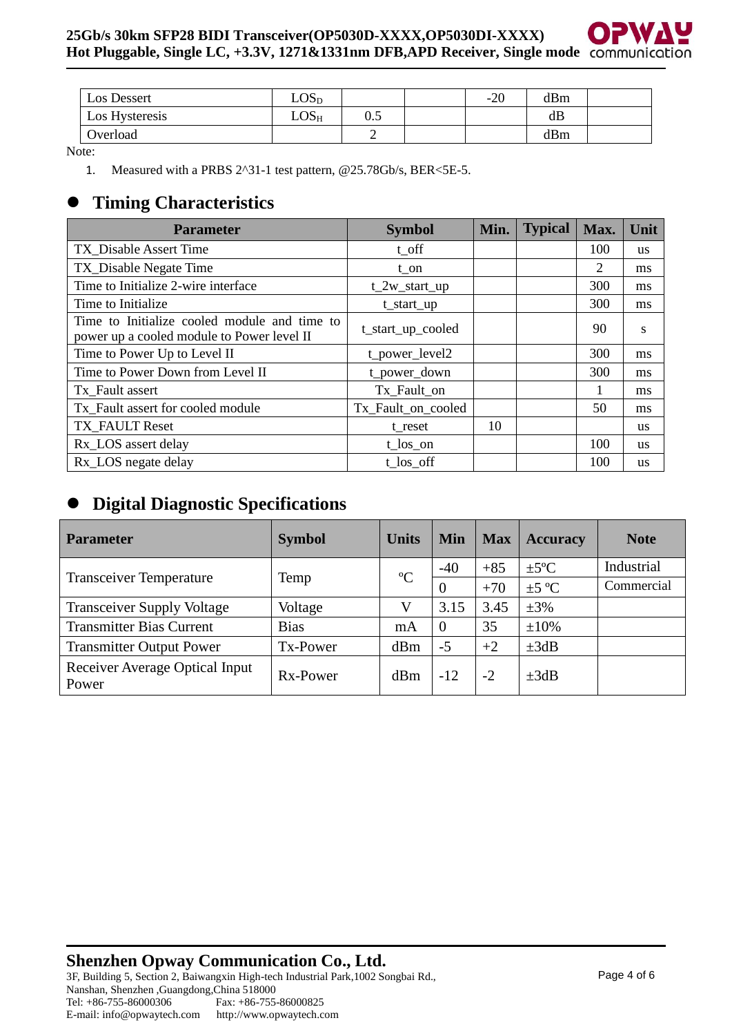| Los Dessert | $LOS_D$ | | | -20 | dBm | |
|---|---|---|---|---|---|---|
| Los Hysteresis | $LOS_H$ | 0.5 | | | dB | |
| Overload | | 2 | | | dBm | |

Note:

1. Measured with a PRBS 2^31-1 test pattern, @25.78Gb/s, BER<5E-5.

## Timing Characteristics

| Parameter | Symbol | Min. | Typical | Max. | Unit |
|---|---|---|---|---|---|
| TX_Disable Assert Time | t_off | | | 100 | us |
| TX_Disable Negate Time | t_on | | | 2 | ms |
| Time to Initialize 2-wire interface | t_2w_start_up | | | 300 | ms |
| Time to Initialize | t_start_up | | | 300 | ms |
| Time to Initialize cooled module and time to power up a cooled module to Power level II | t_start_up_cooled | | | 90 | s |
| Time to Power Up to Level II | t_power_level2 | | | 300 | ms |
| Time to Power Down from Level II | t_power_down | | | 300 | ms |
| Tx_Fault assert | Tx_Fault_on | | | 1 | ms |
| Tx_Fault assert for cooled module | Tx_Fault_on_cooled | | | 50 | ms |
| TX_FAULT Reset | t_reset | 10 | | | us |
| Rx_LOS assert delay | t_los_on | | | 100 | us |
| Rx_LOS negate delay | t_los_off | | | 100 | us |

## Digital Diagnostic Specifications

| Parameter | Symbol | Units | Min | Max | Accuracy | Note |
|---|---|---|---|---|---|---|
| Transceiver Temperature | Temp | ºC | -40 | +85 | ±5ºC | Industrial |
| | | | 0 | +70 | ±5 ºC | Commercial |
| Transceiver Supply Voltage | Voltage | V | 3.15 | 3.45 | ±3% | |
| Transmitter Bias Current | Bias | mA | 0 | 35 | ±10% | |
| Transmitter Output Power | Tx-Power | dBm | -5 | +2 | ±3dB | |
| Receiver Average Optical Input Power | Rx-Power | dBm | -12 | -2 | ±3dB | |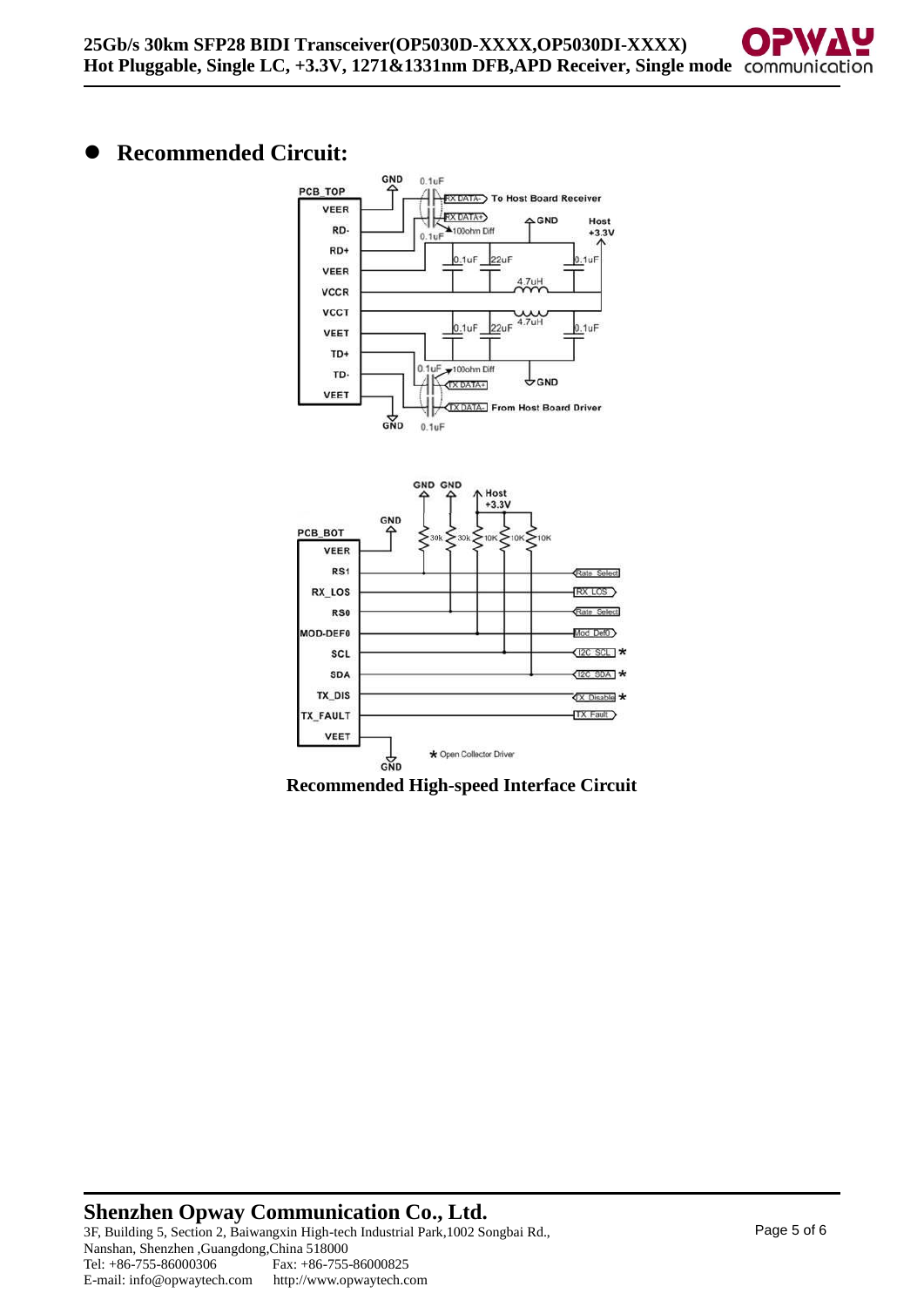## Recommended Circuit:

**Recommended High-speed Interface Circuit**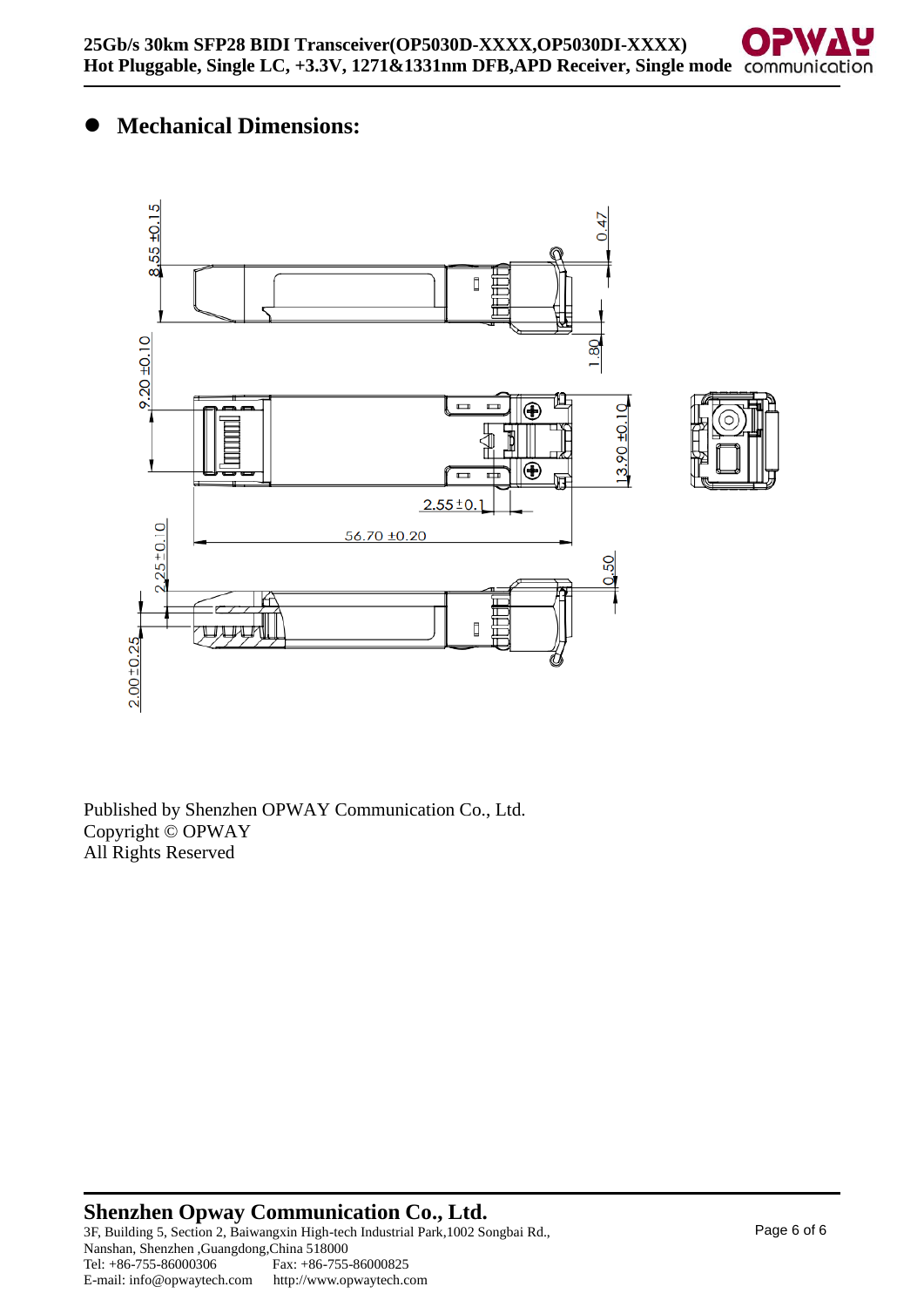## Mechanical Dimensions:

8.55 ±0.15
0.47
1.80
9.20 ±0.10
13.90 ±0.10
2.55 ±0.1
56.70 ±0.20
2.25 ±0.10
0.50
2.00 ±0.25

Published by Shenzhen OPWAY Communication Co., Ltd.
Copyright © OPWAY
All Rights Reserved

**Shenzhen Opway Communication Co., Ltd.**
3F, Building 5, Section 2, Baiwangxin High-tech Industrial Park,1002 Songbai Rd.,
Nanshan, Shenzhen ,Guangdong,China 518000
Tel: +86-755-86000306  Fax: +86-755-86000825
E-mail: info@opwaytech.com  http://www.opwaytech.com